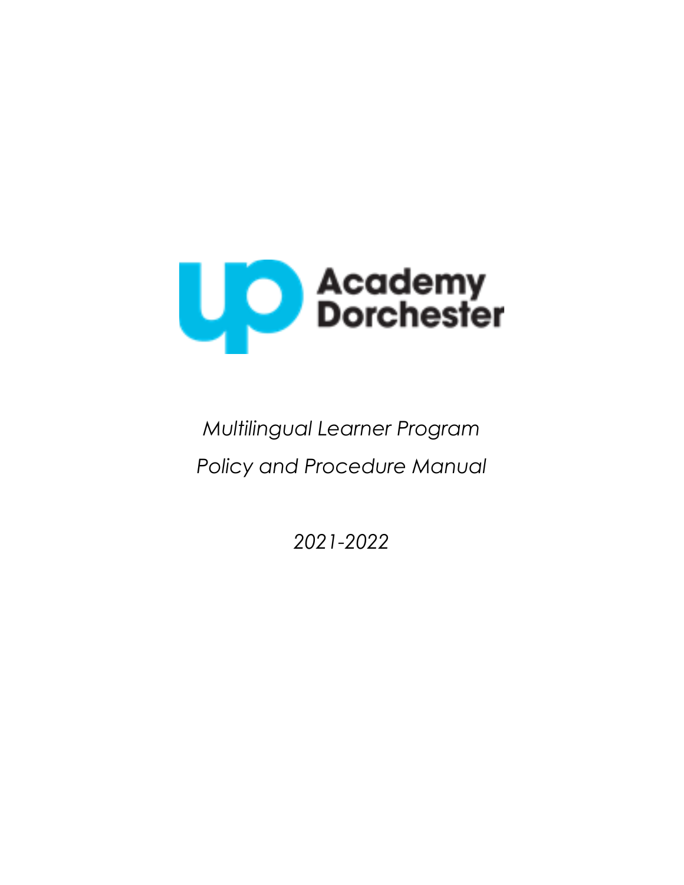UP Academy Dorchester

*Multilingual Learner Program*

*Policy and Procedure Manual*

*2021-2022*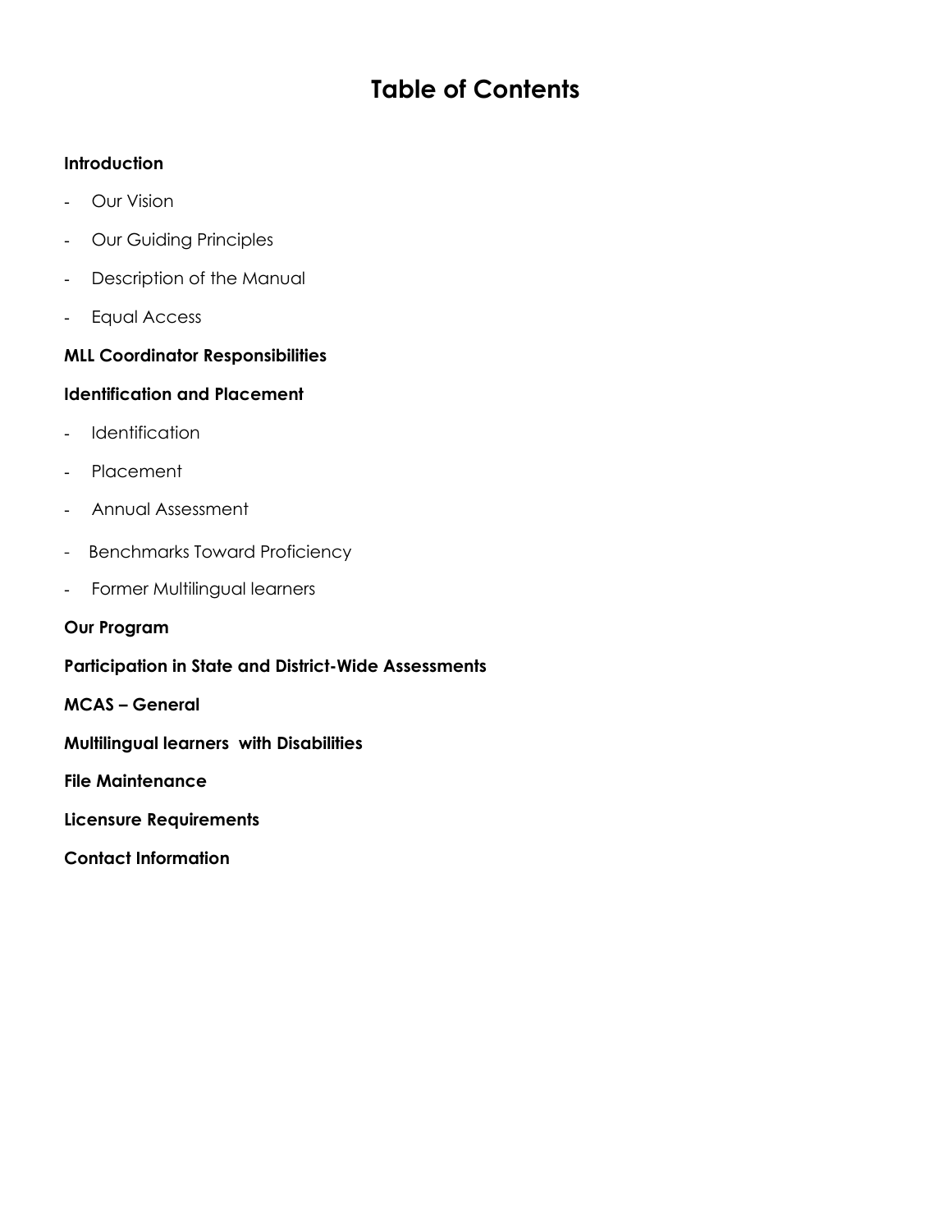# Table of Contents

**Introduction**

- Our Vision
- Our Guiding Principles
- Description of the Manual
- Equal Access

**MLL Coordinator Responsibilities**

**Identification and Placement**

- Identification
- Placement
- Annual Assessment
- Benchmarks Toward Proficiency
- Former Multilingual learners

**Our Program**

**Participation in State and District-Wide Assessments**

**MCAS – General**

**Multilingual learners with Disabilities**

**File Maintenance**

**Licensure Requirements**

**Contact Information**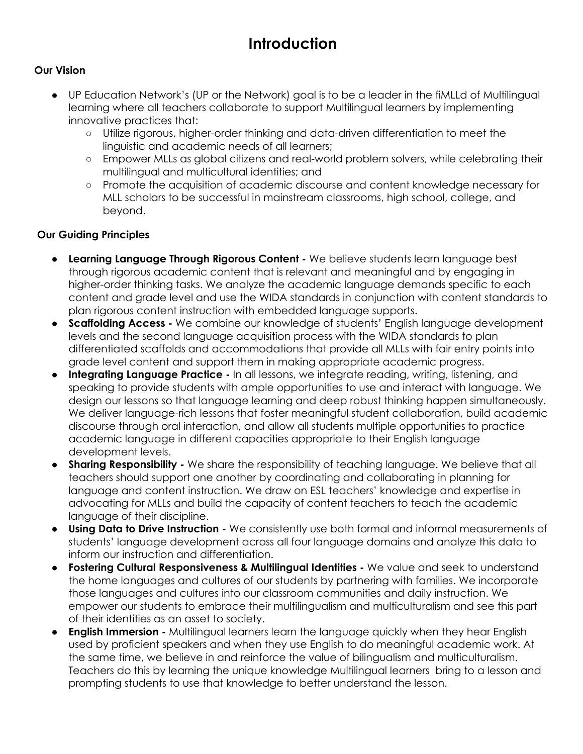# Introduction

### Our Vision

- UP Education Network's (UP or the Network) goal is to be a leader in the fiMLLd of Multilingual learning where all teachers collaborate to support Multilingual learners by implementing innovative practices that:
  - Utilize rigorous, higher-order thinking and data-driven differentiation to meet the linguistic and academic needs of all learners;
  - Empower MLLs as global citizens and real-world problem solvers, while celebrating their multilingual and multicultural identities; and
  - Promote the acquisition of academic discourse and content knowledge necessary for MLL scholars to be successful in mainstream classrooms, high school, college, and beyond.

### Our Guiding Principles

- **Learning Language Through Rigorous Content -** We believe students learn language best through rigorous academic content that is relevant and meaningful and by engaging in higher-order thinking tasks. We analyze the academic language demands specific to each content and grade level and use the WIDA standards in conjunction with content standards to plan rigorous content instruction with embedded language supports.
- **Scaffolding Access -** We combine our knowledge of students' English language development levels and the second language acquisition process with the WIDA standards to plan differentiated scaffolds and accommodations that provide all MLLs with fair entry points into grade level content and support them in making appropriate academic progress.
- **Integrating Language Practice -** In all lessons, we integrate reading, writing, listening, and speaking to provide students with ample opportunities to use and interact with language. We design our lessons so that language learning and deep robust thinking happen simultaneously. We deliver language-rich lessons that foster meaningful student collaboration, build academic discourse through oral interaction, and allow all students multiple opportunities to practice academic language in different capacities appropriate to their English language development levels.
- **Sharing Responsibility -** We share the responsibility of teaching language. We believe that all teachers should support one another by coordinating and collaborating in planning for language and content instruction. We draw on ESL teachers' knowledge and expertise in advocating for MLLs and build the capacity of content teachers to teach the academic language of their discipline.
- **Using Data to Drive Instruction -** We consistently use both formal and informal measurements of students' language development across all four language domains and analyze this data to inform our instruction and differentiation.
- **Fostering Cultural Responsiveness & Multilingual Identities -** We value and seek to understand the home languages and cultures of our students by partnering with families. We incorporate those languages and cultures into our classroom communities and daily instruction. We empower our students to embrace their multilingualism and multiculturalism and see this part of their identities as an asset to society.
- **English Immersion -** Multilingual learners learn the language quickly when they hear English used by proficient speakers and when they use English to do meaningful academic work. At the same time, we believe in and reinforce the value of bilingualism and multiculturalism. Teachers do this by learning the unique knowledge Multilingual learners bring to a lesson and prompting students to use that knowledge to better understand the lesson.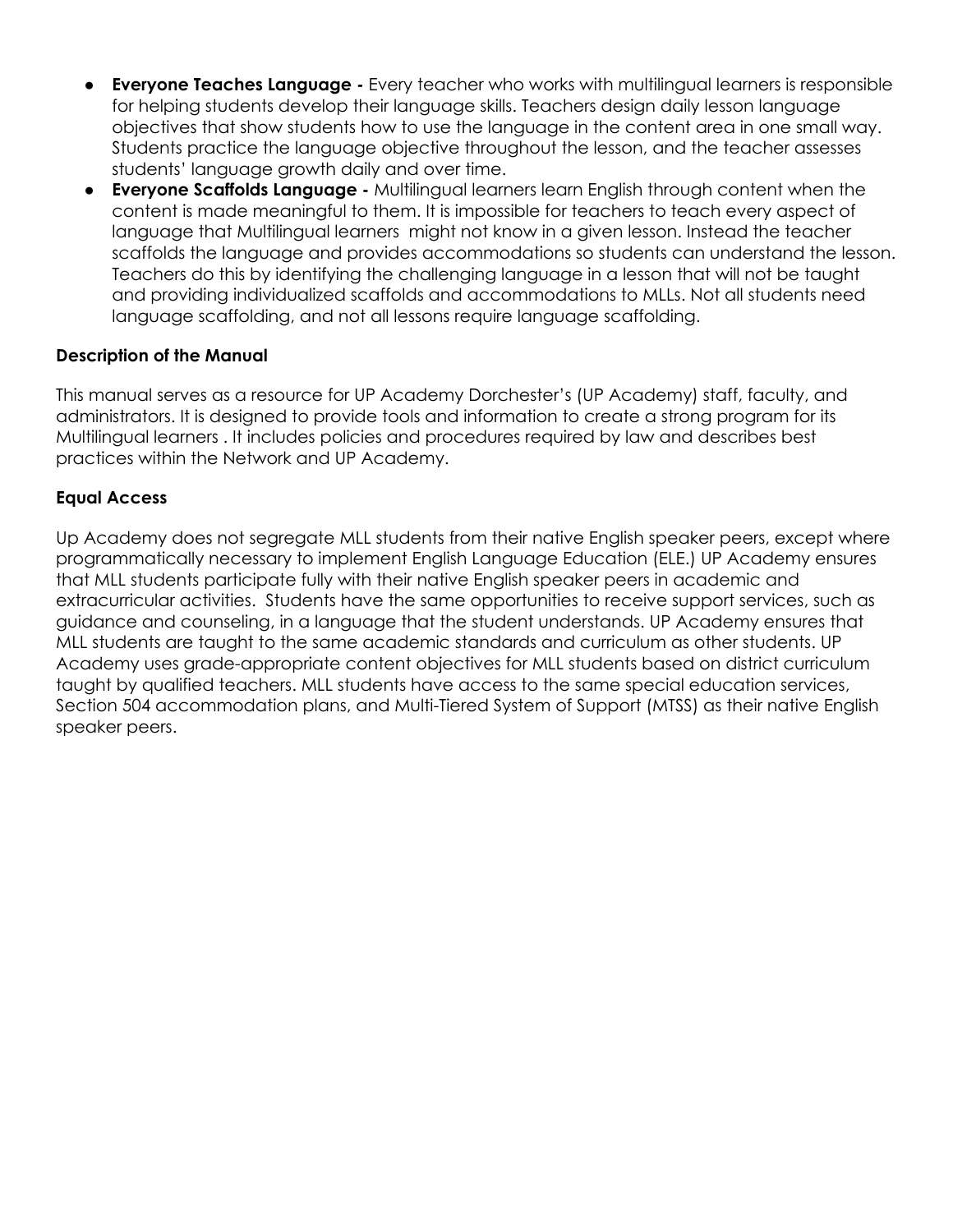- **Everyone Teaches Language -** Every teacher who works with multilingual learners is responsible for helping students develop their language skills. Teachers design daily lesson language objectives that show students how to use the language in the content area in one small way. Students practice the language objective throughout the lesson, and the teacher assesses students' language growth daily and over time.
- **Everyone Scaffolds Language -** Multilingual learners learn English through content when the content is made meaningful to them. It is impossible for teachers to teach every aspect of language that Multilingual learners might not know in a given lesson. Instead the teacher scaffolds the language and provides accommodations so students can understand the lesson. Teachers do this by identifying the challenging language in a lesson that will not be taught and providing individualized scaffolds and accommodations to MLLs. Not all students need language scaffolding, and not all lessons require language scaffolding.

**Description of the Manual**

This manual serves as a resource for UP Academy Dorchester's (UP Academy) staff, faculty, and administrators. It is designed to provide tools and information to create a strong program for its Multilingual learners . It includes policies and procedures required by law and describes best practices within the Network and UP Academy.

**Equal Access**

Up Academy does not segregate MLL students from their native English speaker peers, except where programmatically necessary to implement English Language Education (ELE.) UP Academy ensures that MLL students participate fully with their native English speaker peers in academic and extracurricular activities. Students have the same opportunities to receive support services, such as guidance and counseling, in a language that the student understands. UP Academy ensures that MLL students are taught to the same academic standards and curriculum as other students. UP Academy uses grade-appropriate content objectives for MLL students based on district curriculum taught by qualified teachers. MLL students have access to the same special education services, Section 504 accommodation plans, and Multi-Tiered System of Support (MTSS) as their native English speaker peers.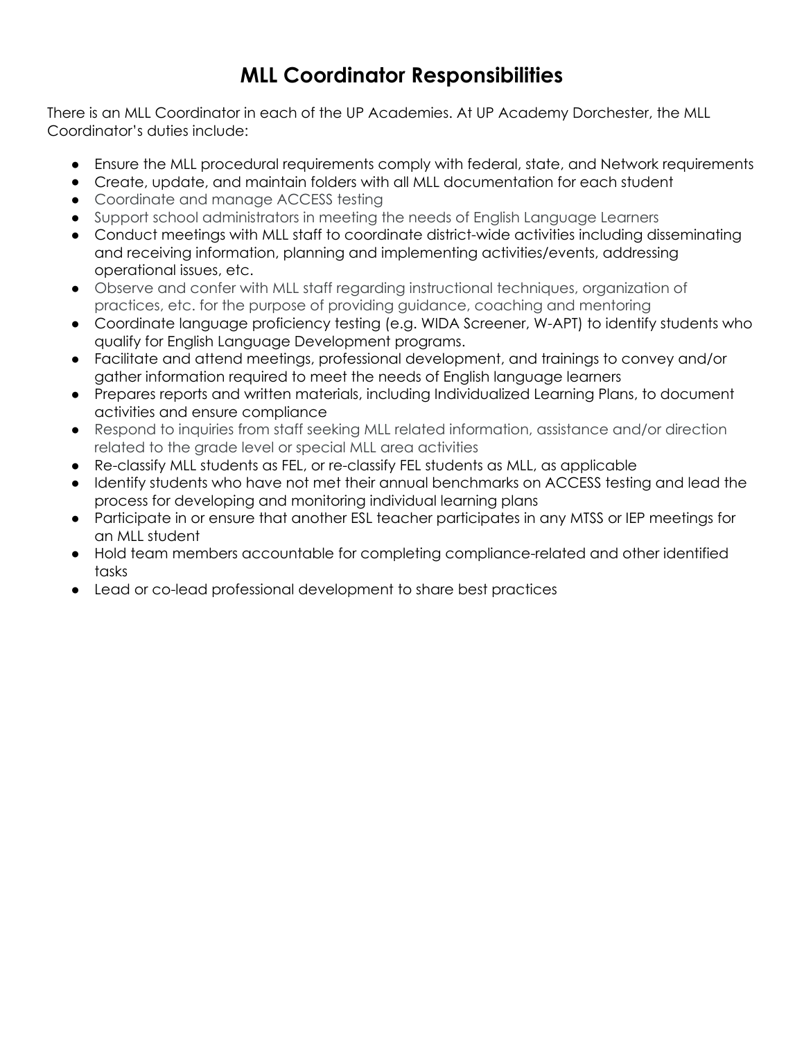# MLL Coordinator Responsibilities

There is an MLL Coordinator in each of the UP Academies. At UP Academy Dorchester, the MLL Coordinator's duties include:

- Ensure the MLL procedural requirements comply with federal, state, and Network requirements
- Create, update, and maintain folders with all MLL documentation for each student
- Coordinate and manage ACCESS testing
- Support school administrators in meeting the needs of English Language Learners
- Conduct meetings with MLL staff to coordinate district-wide activities including disseminating and receiving information, planning and implementing activities/events, addressing operational issues, etc.
- Observe and confer with MLL staff regarding instructional techniques, organization of practices, etc. for the purpose of providing guidance, coaching and mentoring
- Coordinate language proficiency testing (e.g. WIDA Screener, W-APT) to identify students who qualify for English Language Development programs.
- Facilitate and attend meetings, professional development, and trainings to convey and/or gather information required to meet the needs of English language learners
- Prepares reports and written materials, including Individualized Learning Plans, to document activities and ensure compliance
- Respond to inquiries from staff seeking MLL related information, assistance and/or direction related to the grade level or special MLL area activities
- Re-classify MLL students as FEL, or re-classify FEL students as MLL, as applicable
- Identify students who have not met their annual benchmarks on ACCESS testing and lead the process for developing and monitoring individual learning plans
- Participate in or ensure that another ESL teacher participates in any MTSS or IEP meetings for an MLL student
- Hold team members accountable for completing compliance-related and other identified tasks
- Lead or co-lead professional development to share best practices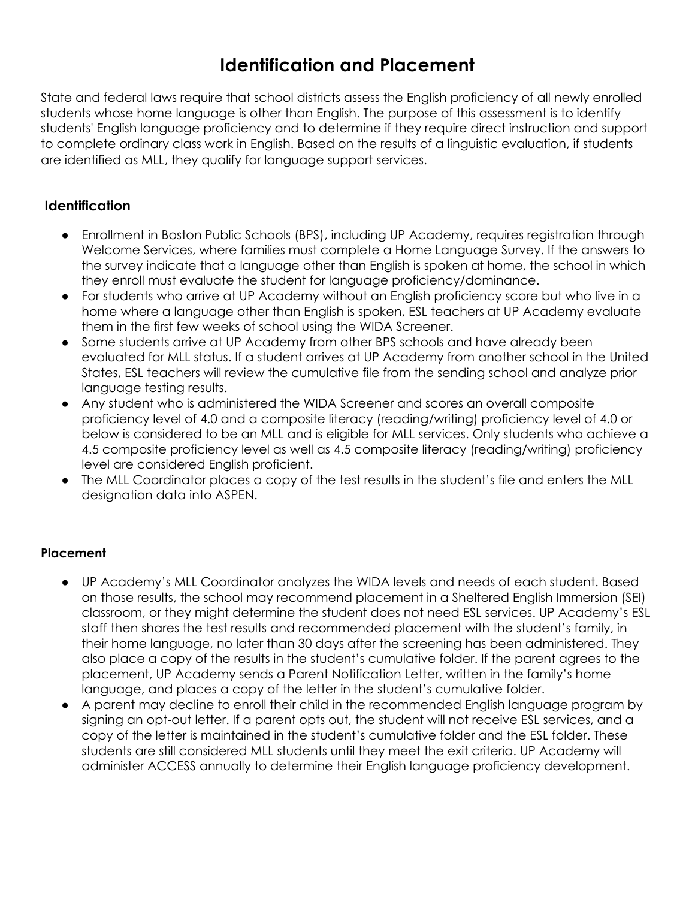# Identification and Placement

State and federal laws require that school districts assess the English proficiency of all newly enrolled students whose home language is other than English. The purpose of this assessment is to identify students' English language proficiency and to determine if they require direct instruction and support to complete ordinary class work in English. Based on the results of a linguistic evaluation, if students are identified as MLL, they qualify for language support services.

## Identification

- Enrollment in Boston Public Schools (BPS), including UP Academy, requires registration through Welcome Services, where families must complete a Home Language Survey. If the answers to the survey indicate that a language other than English is spoken at home, the school in which they enroll must evaluate the student for language proficiency/dominance.
- For students who arrive at UP Academy without an English proficiency score but who live in a home where a language other than English is spoken, ESL teachers at UP Academy evaluate them in the first few weeks of school using the WIDA Screener.
- Some students arrive at UP Academy from other BPS schools and have already been evaluated for MLL status. If a student arrives at UP Academy from another school in the United States, ESL teachers will review the cumulative file from the sending school and analyze prior language testing results.
- Any student who is administered the WIDA Screener and scores an overall composite proficiency level of 4.0 and a composite literacy (reading/writing) proficiency level of 4.0 or below is considered to be an MLL and is eligible for MLL services. Only students who achieve a 4.5 composite proficiency level as well as 4.5 composite literacy (reading/writing) proficiency level are considered English proficient.
- The MLL Coordinator places a copy of the test results in the student's file and enters the MLL designation data into ASPEN.

## Placement

- UP Academy's MLL Coordinator analyzes the WIDA levels and needs of each student. Based on those results, the school may recommend placement in a Sheltered English Immersion (SEI) classroom, or they might determine the student does not need ESL services. UP Academy's ESL staff then shares the test results and recommended placement with the student's family, in their home language, no later than 30 days after the screening has been administered. They also place a copy of the results in the student's cumulative folder. If the parent agrees to the placement, UP Academy sends a Parent Notification Letter, written in the family's home language, and places a copy of the letter in the student's cumulative folder.
- A parent may decline to enroll their child in the recommended English language program by signing an opt-out letter. If a parent opts out, the student will not receive ESL services, and a copy of the letter is maintained in the student's cumulative folder and the ESL folder. These students are still considered MLL students until they meet the exit criteria. UP Academy will administer ACCESS annually to determine their English language proficiency development.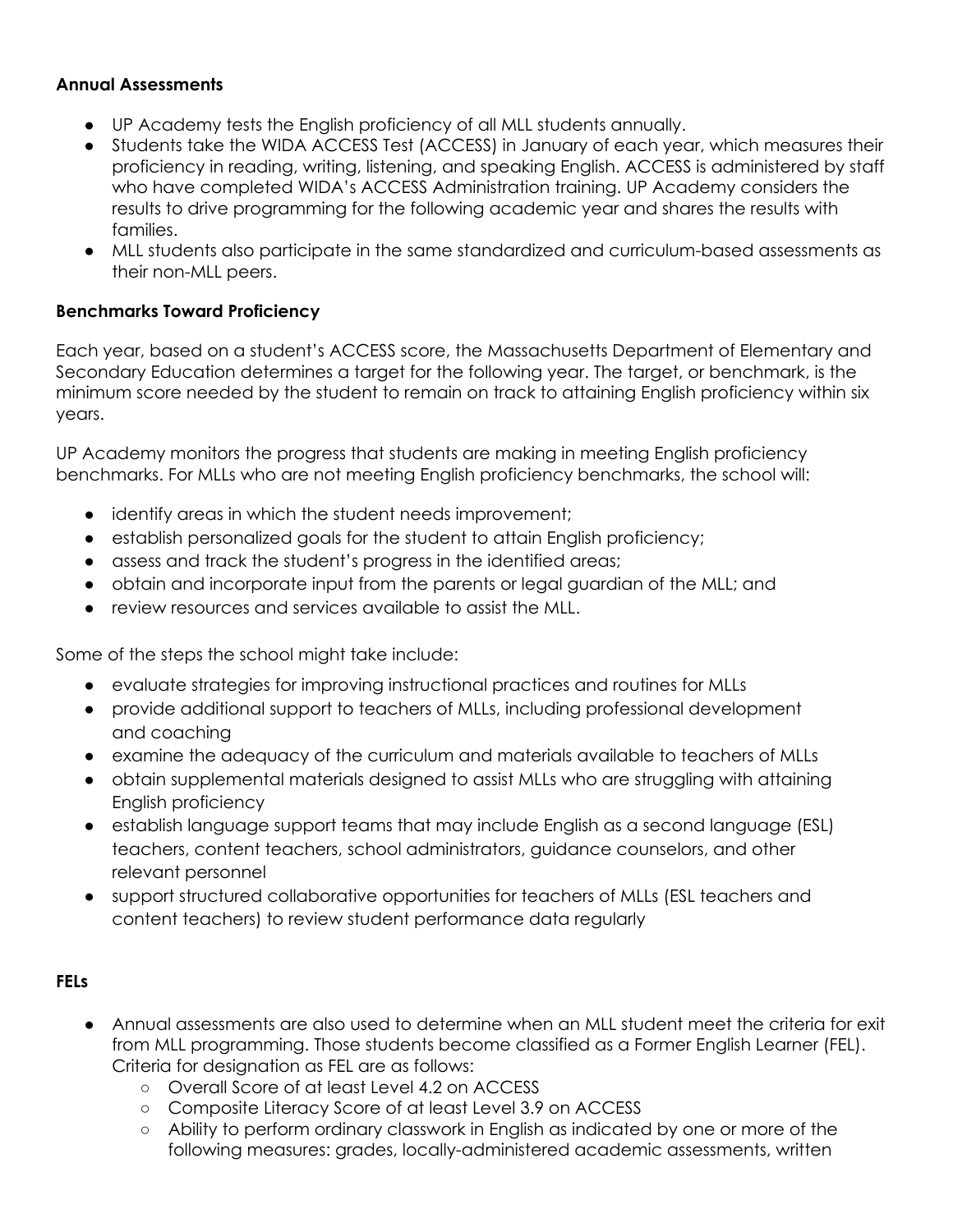**Annual Assessments**

- UP Academy tests the English proficiency of all MLL students annually.
- Students take the WIDA ACCESS Test (ACCESS) in January of each year, which measures their proficiency in reading, writing, listening, and speaking English. ACCESS is administered by staff who have completed WIDA's ACCESS Administration training. UP Academy considers the results to drive programming for the following academic year and shares the results with families.
- MLL students also participate in the same standardized and curriculum-based assessments as their non-MLL peers.

**Benchmarks Toward Proficiency**

Each year, based on a student's ACCESS score, the Massachusetts Department of Elementary and Secondary Education determines a target for the following year. The target, or benchmark, is the minimum score needed by the student to remain on track to attaining English proficiency within six years.

UP Academy monitors the progress that students are making in meeting English proficiency benchmarks. For MLLs who are not meeting English proficiency benchmarks, the school will:

- identify areas in which the student needs improvement;
- establish personalized goals for the student to attain English proficiency;
- assess and track the student's progress in the identified areas;
- obtain and incorporate input from the parents or legal guardian of the MLL; and
- review resources and services available to assist the MLL.

Some of the steps the school might take include:

- evaluate strategies for improving instructional practices and routines for MLLs
- provide additional support to teachers of MLLs, including professional development and coaching
- examine the adequacy of the curriculum and materials available to teachers of MLLs
- obtain supplemental materials designed to assist MLLs who are struggling with attaining English proficiency
- establish language support teams that may include English as a second language (ESL) teachers, content teachers, school administrators, guidance counselors, and other relevant personnel
- support structured collaborative opportunities for teachers of MLLs (ESL teachers and content teachers) to review student performance data regularly

**FELs**

- Annual assessments are also used to determine when an MLL student meet the criteria for exit from MLL programming. Those students become classified as a Former English Learner (FEL). Criteria for designation as FEL are as follows:
  - Overall Score of at least Level 4.2 on ACCESS
  - Composite Literacy Score of at least Level 3.9 on ACCESS
  - Ability to perform ordinary classwork in English as indicated by one or more of the following measures: grades, locally-administered academic assessments, written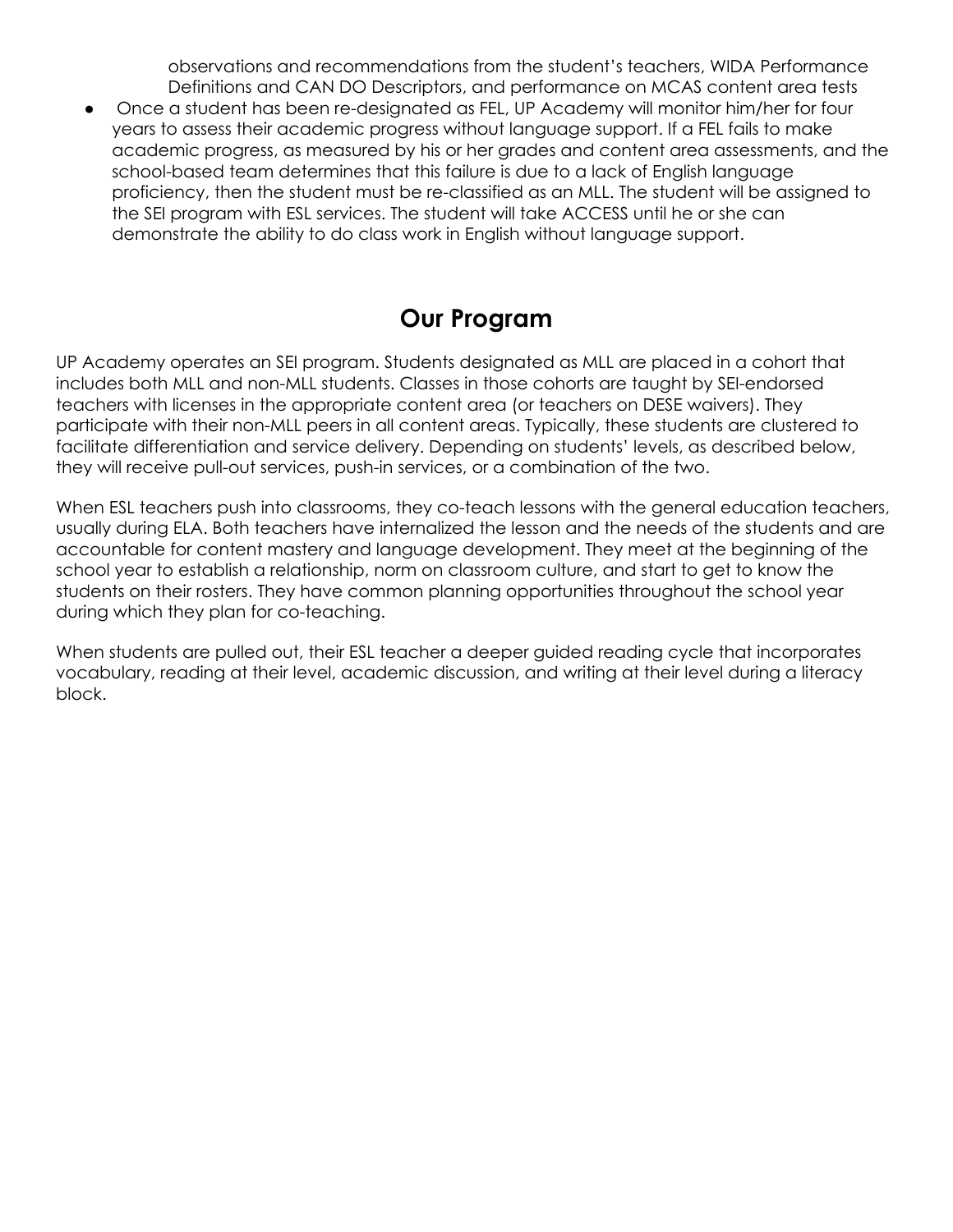observations and recommendations from the student's teachers, WIDA Performance Definitions and CAN DO Descriptors, and performance on MCAS content area tests

- Once a student has been re-designated as FEL, UP Academy will monitor him/her for four years to assess their academic progress without language support. If a FEL fails to make academic progress, as measured by his or her grades and content area assessments, and the school-based team determines that this failure is due to a lack of English language proficiency, then the student must be re-classified as an MLL. The student will be assigned to the SEI program with ESL services. The student will take ACCESS until he or she can demonstrate the ability to do class work in English without language support.

## Our Program

UP Academy operates an SEI program. Students designated as MLL are placed in a cohort that includes both MLL and non-MLL students. Classes in those cohorts are taught by SEI-endorsed teachers with licenses in the appropriate content area (or teachers on DESE waivers). They participate with their non-MLL peers in all content areas. Typically, these students are clustered to facilitate differentiation and service delivery. Depending on students' levels, as described below, they will receive pull-out services, push-in services, or a combination of the two.

When ESL teachers push into classrooms, they co-teach lessons with the general education teachers, usually during ELA. Both teachers have internalized the lesson and the needs of the students and are accountable for content mastery and language development. They meet at the beginning of the school year to establish a relationship, norm on classroom culture, and start to get to know the students on their rosters. They have common planning opportunities throughout the school year during which they plan for co-teaching.

When students are pulled out, their ESL teacher a deeper guided reading cycle that incorporates vocabulary, reading at their level, academic discussion, and writing at their level during a literacy block.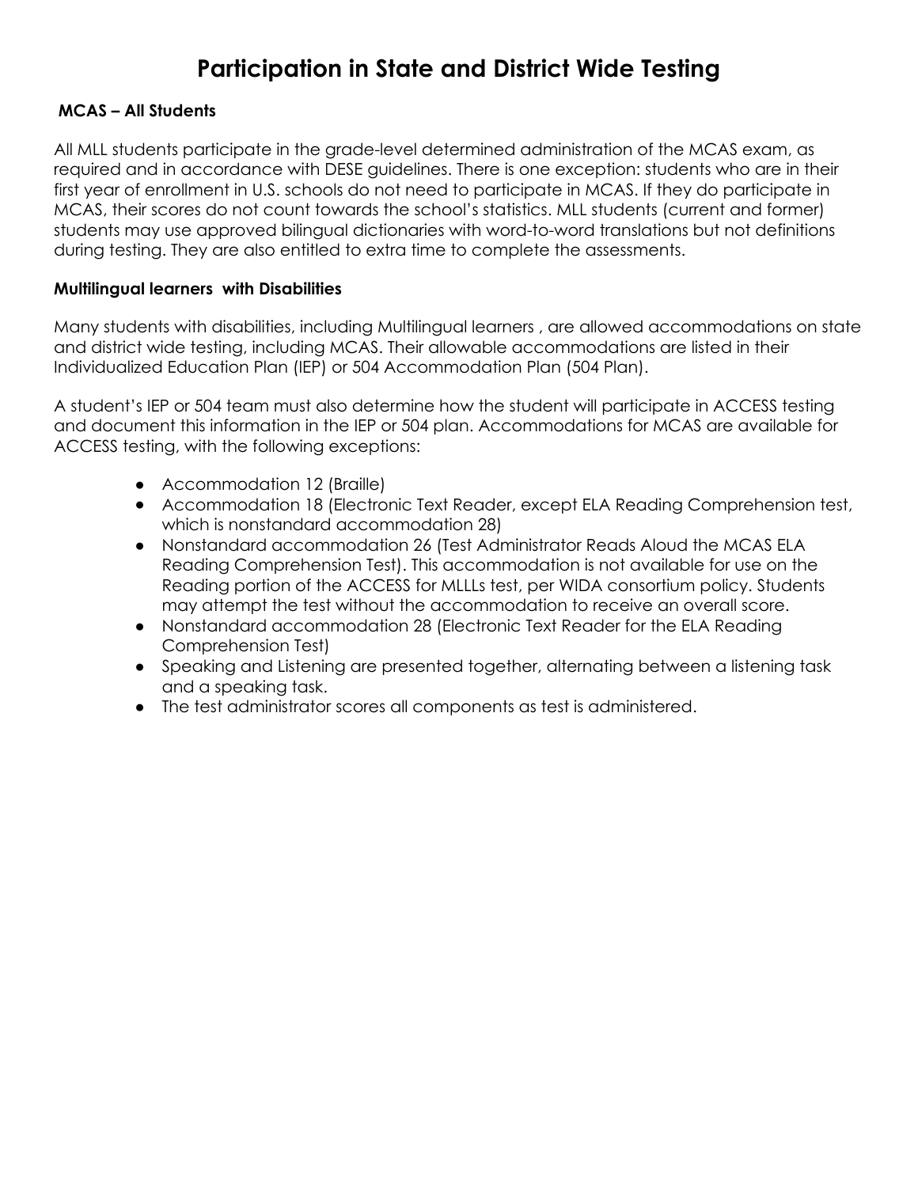# Participation in State and District Wide Testing

### MCAS – All Students

All MLL students participate in the grade-level determined administration of the MCAS exam, as required and in accordance with DESE guidelines. There is one exception: students who are in their first year of enrollment in U.S. schools do not need to participate in MCAS. If they do participate in MCAS, their scores do not count towards the school's statistics. MLL students (current and former) students may use approved bilingual dictionaries with word-to-word translations but not definitions during testing. They are also entitled to extra time to complete the assessments.

### Multilingual learners with Disabilities

Many students with disabilities, including Multilingual learners , are allowed accommodations on state and district wide testing, including MCAS. Their allowable accommodations are listed in their Individualized Education Plan (IEP) or 504 Accommodation Plan (504 Plan).

A student's IEP or 504 team must also determine how the student will participate in ACCESS testing and document this information in the IEP or 504 plan. Accommodations for MCAS are available for ACCESS testing, with the following exceptions:

- Accommodation 12 (Braille)
- Accommodation 18 (Electronic Text Reader, except ELA Reading Comprehension test, which is nonstandard accommodation 28)
- Nonstandard accommodation 26 (Test Administrator Reads Aloud the MCAS ELA Reading Comprehension Test). This accommodation is not available for use on the Reading portion of the ACCESS for MLLLs test, per WIDA consortium policy. Students may attempt the test without the accommodation to receive an overall score.
- Nonstandard accommodation 28 (Electronic Text Reader for the ELA Reading Comprehension Test)
- Speaking and Listening are presented together, alternating between a listening task and a speaking task.
- The test administrator scores all components as test is administered.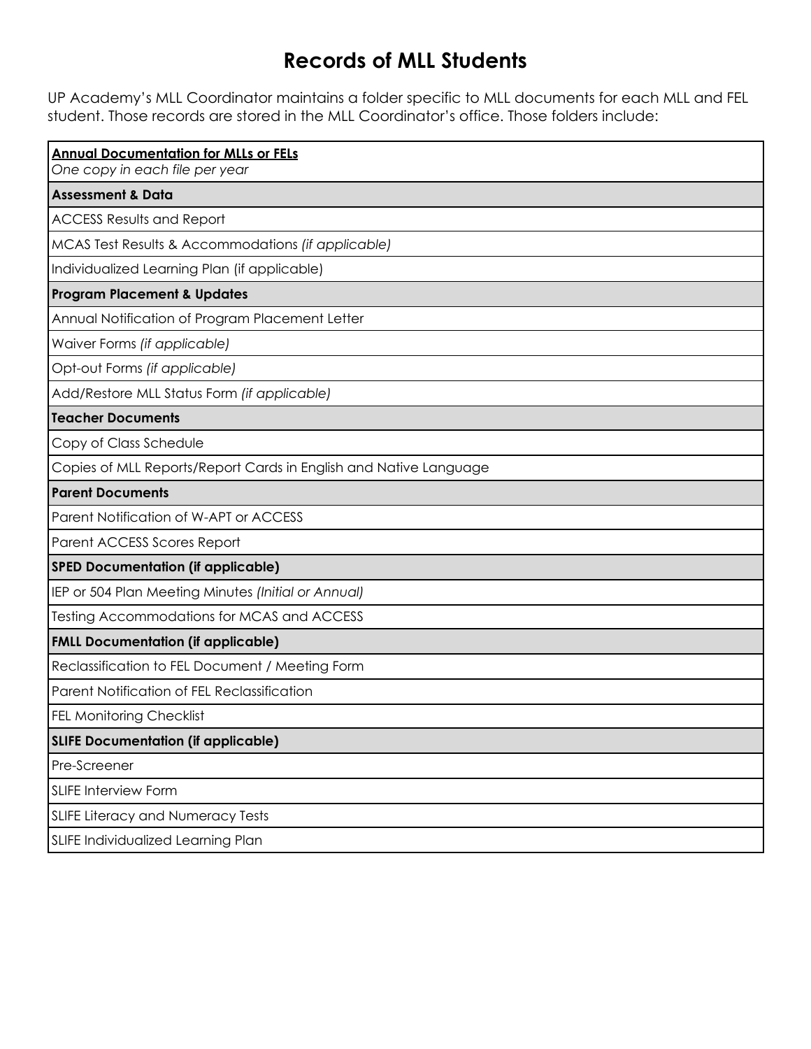# Records of MLL Students

UP Academy's MLL Coordinator maintains a folder specific to MLL documents for each MLL and FEL student. Those records are stored in the MLL Coordinator's office. Those folders include:

| **Annual Documentation for MLLs or FELs**<br>*One copy in each file per year* |
|---|
| **Assessment & Data** |
| ACCESS Results and Report |
| MCAS Test Results & Accommodations *(if applicable)* |
| Individualized Learning Plan (if applicable) |
| **Program Placement & Updates** |
| Annual Notification of Program Placement Letter |
| Waiver Forms *(if applicable)* |
| Opt-out Forms *(if applicable)* |
| Add/Restore MLL Status Form *(if applicable)* |
| **Teacher Documents** |
| Copy of Class Schedule |
| Copies of MLL Reports/Report Cards in English and Native Language |
| **Parent Documents** |
| Parent Notification of W-APT or ACCESS |
| Parent ACCESS Scores Report |
| **SPED Documentation (if applicable)** |
| IEP or 504 Plan Meeting Minutes *(Initial or Annual)* |
| Testing Accommodations for MCAS and ACCESS |
| **FMLL Documentation (if applicable)** |
| Reclassification to FEL Document / Meeting Form |
| Parent Notification of FEL Reclassification |
| FEL Monitoring Checklist |
| **SLIFE Documentation (if applicable)** |
| Pre-Screener |
| SLIFE Interview Form |
| SLIFE Literacy and Numeracy Tests |
| SLIFE Individualized Learning Plan |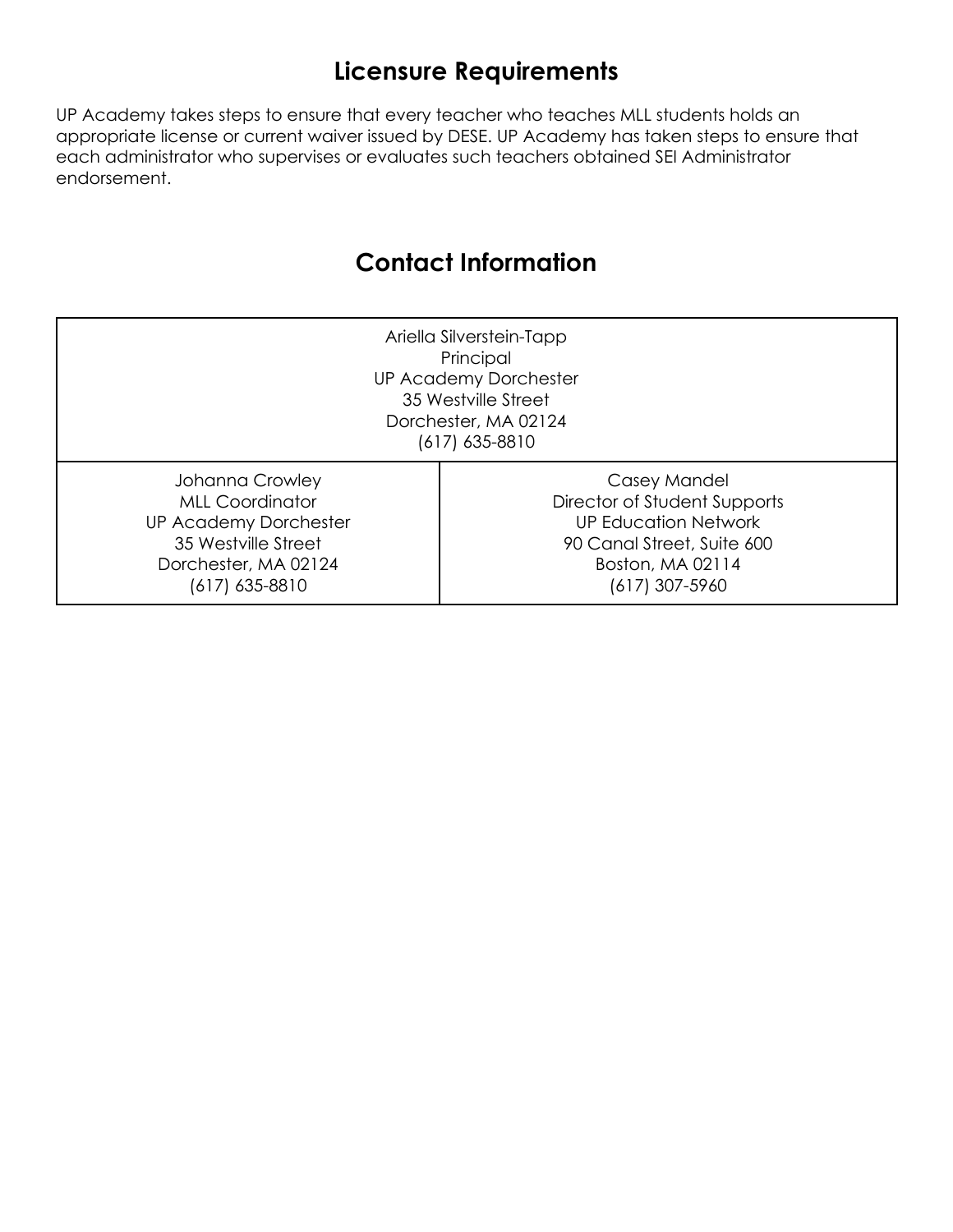## Licensure Requirements

UP Academy takes steps to ensure that every teacher who teaches MLL students holds an appropriate license or current waiver issued by DESE. UP Academy has taken steps to ensure that each administrator who supervises or evaluates such teachers obtained SEI Administrator endorsement.

## Contact Information

| | |
|---|---|
| Ariella Silverstein-Tapp<br>Principal<br>UP Academy Dorchester<br>35 Westville Street<br>Dorchester, MA 02124<br>(617) 635-8810 | |
| Johanna Crowley<br>MLL Coordinator<br>UP Academy Dorchester<br>35 Westville Street<br>Dorchester, MA 02124<br>(617) 635-8810 | Casey Mandel<br>Director of Student Supports<br>UP Education Network<br>90 Canal Street, Suite 600<br>Boston, MA 02114<br>(617) 307-5960 |